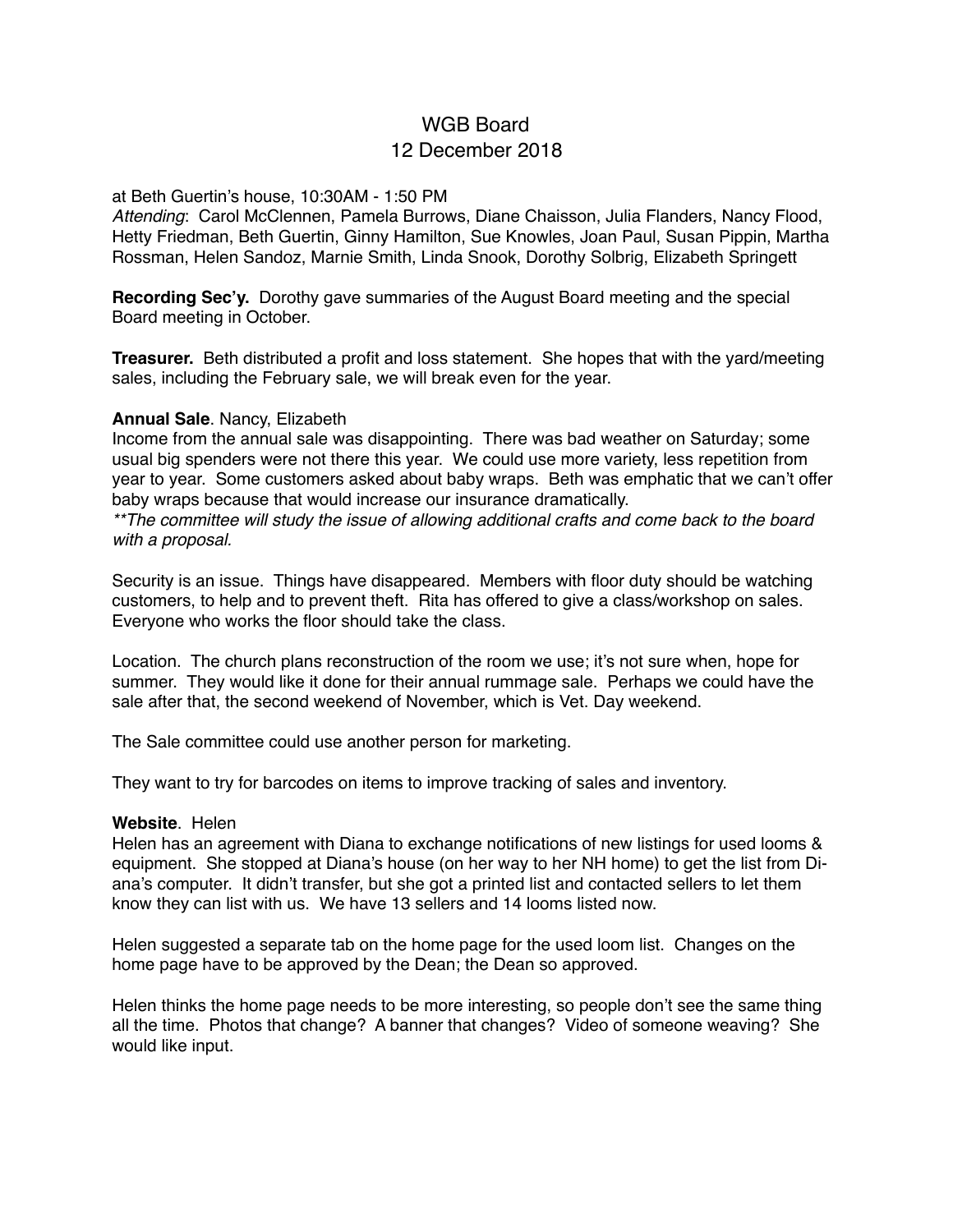# WGB Board
## 12 December 2018

at Beth Guertin's house, 10:30AM - 1:50 PM
*Attending*: Carol McClennen, Pamela Burrows, Diane Chaisson, Julia Flanders, Nancy Flood, Hetty Friedman, Beth Guertin, Ginny Hamilton, Sue Knowles, Joan Paul, Susan Pippin, Martha Rossman, Helen Sandoz, Marnie Smith, Linda Snook, Dorothy Solbrig, Elizabeth Springett

**Recording Sec'y.** Dorothy gave summaries of the August Board meeting and the special Board meeting in October.

**Treasurer.** Beth distributed a profit and loss statement. She hopes that with the yard/meeting sales, including the February sale, we will break even for the year.

**Annual Sale**. Nancy, Elizabeth
Income from the annual sale was disappointing. There was bad weather on Saturday; some usual big spenders were not there this year. We could use more variety, less repetition from year to year. Some customers asked about baby wraps. Beth was emphatic that we can't offer baby wraps because that would increase our insurance dramatically.
*\*\*The committee will study the issue of allowing additional crafts and come back to the board with a proposal.*

Security is an issue. Things have disappeared. Members with floor duty should be watching customers, to help and to prevent theft. Rita has offered to give a class/workshop on sales. Everyone who works the floor should take the class.

Location. The church plans reconstruction of the room we use; it's not sure when, hope for summer. They would like it done for their annual rummage sale. Perhaps we could have the sale after that, the second weekend of November, which is Vet. Day weekend.

The Sale committee could use another person for marketing.

They want to try for barcodes on items to improve tracking of sales and inventory.

**Website**. Helen
Helen has an agreement with Diana to exchange notifications of new listings for used looms & equipment. She stopped at Diana's house (on her way to her NH home) to get the list from Diana's computer. It didn't transfer, but she got a printed list and contacted sellers to let them know they can list with us. We have 13 sellers and 14 looms listed now.

Helen suggested a separate tab on the home page for the used loom list. Changes on the home page have to be approved by the Dean; the Dean so approved.

Helen thinks the home page needs to be more interesting, so people don't see the same thing all the time. Photos that change? A banner that changes? Video of someone weaving? She would like input.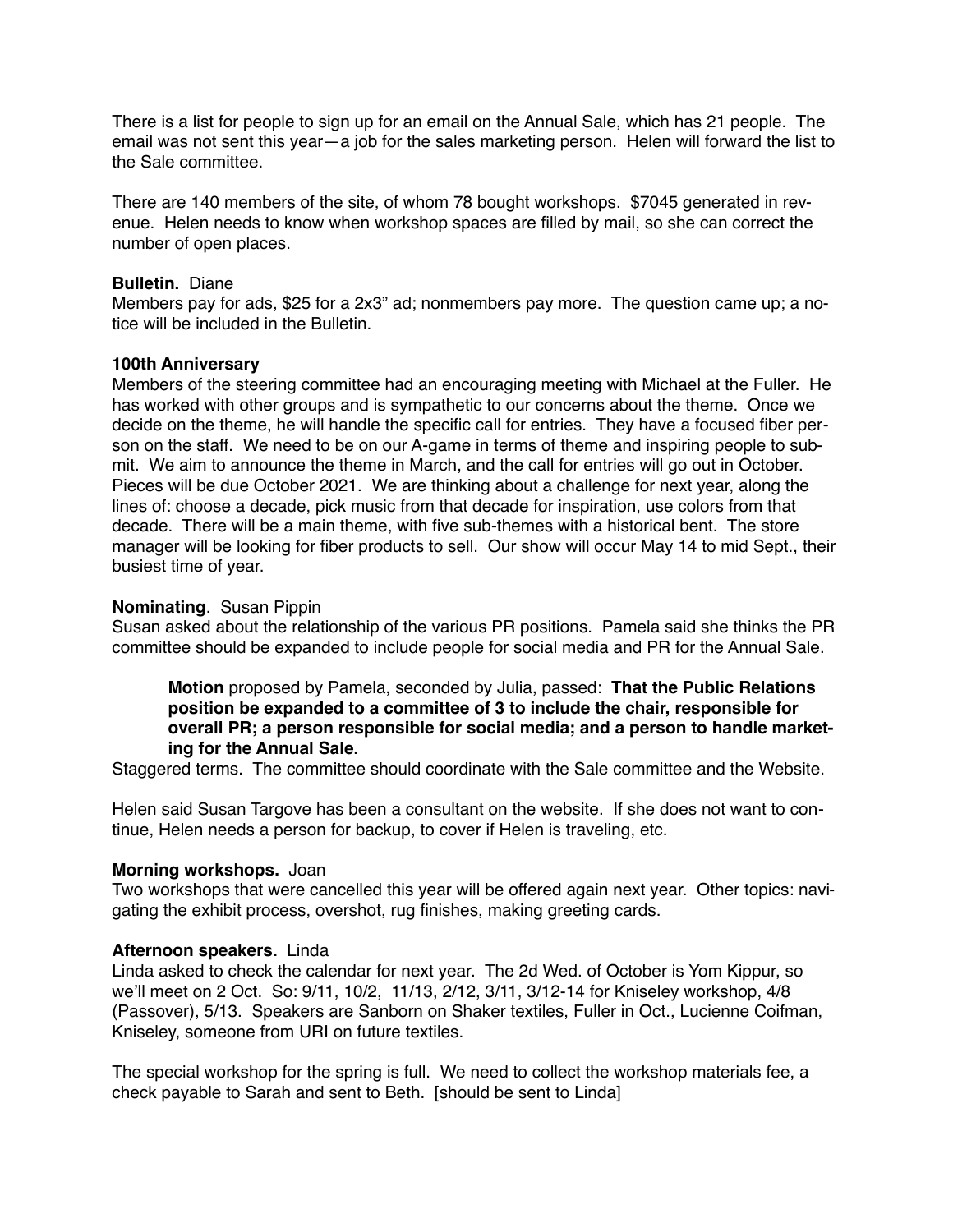There is a list for people to sign up for an email on the Annual Sale, which has 21 people. The email was not sent this year—a job for the sales marketing person. Helen will forward the list to the Sale committee.

There are 140 members of the site, of whom 78 bought workshops. $7045 generated in revenue. Helen needs to know when workshop spaces are filled by mail, so she can correct the number of open places.

**Bulletin.** Diane
Members pay for ads, $25 for a 2x3" ad; nonmembers pay more. The question came up; a notice will be included in the Bulletin.

**100th Anniversary**
Members of the steering committee had an encouraging meeting with Michael at the Fuller. He has worked with other groups and is sympathetic to our concerns about the theme. Once we decide on the theme, he will handle the specific call for entries. They have a focused fiber person on the staff. We need to be on our A-game in terms of theme and inspiring people to submit. We aim to announce the theme in March, and the call for entries will go out in October. Pieces will be due October 2021. We are thinking about a challenge for next year, along the lines of: choose a decade, pick music from that decade for inspiration, use colors from that decade. There will be a main theme, with five sub-themes with a historical bent. The store manager will be looking for fiber products to sell. Our show will occur May 14 to mid Sept., their busiest time of year.

**Nominating**. Susan Pippin
Susan asked about the relationship of the various PR positions. Pamela said she thinks the PR committee should be expanded to include people for social media and PR for the Annual Sale.

> **Motion** proposed by Pamela, seconded by Julia, passed: **That the Public Relations position be expanded to a committee of 3 to include the chair, responsible for overall PR; a person responsible for social media; and a person to handle marketing for the Annual Sale.**

Staggered terms. The committee should coordinate with the Sale committee and the Website.

Helen said Susan Targove has been a consultant on the website. If she does not want to continue, Helen needs a person for backup, to cover if Helen is traveling, etc.

**Morning workshops.** Joan
Two workshops that were cancelled this year will be offered again next year. Other topics: navigating the exhibit process, overshot, rug finishes, making greeting cards.

**Afternoon speakers.** Linda
Linda asked to check the calendar for next year. The 2d Wed. of October is Yom Kippur, so we'll meet on 2 Oct. So: 9/11, 10/2, 11/13, 2/12, 3/11, 3/12-14 for Kniseley workshop, 4/8 (Passover), 5/13. Speakers are Sanborn on Shaker textiles, Fuller in Oct., Lucienne Coifman, Kniseley, someone from URI on future textiles.

The special workshop for the spring is full. We need to collect the workshop materials fee, a check payable to Sarah and sent to Beth. [should be sent to Linda]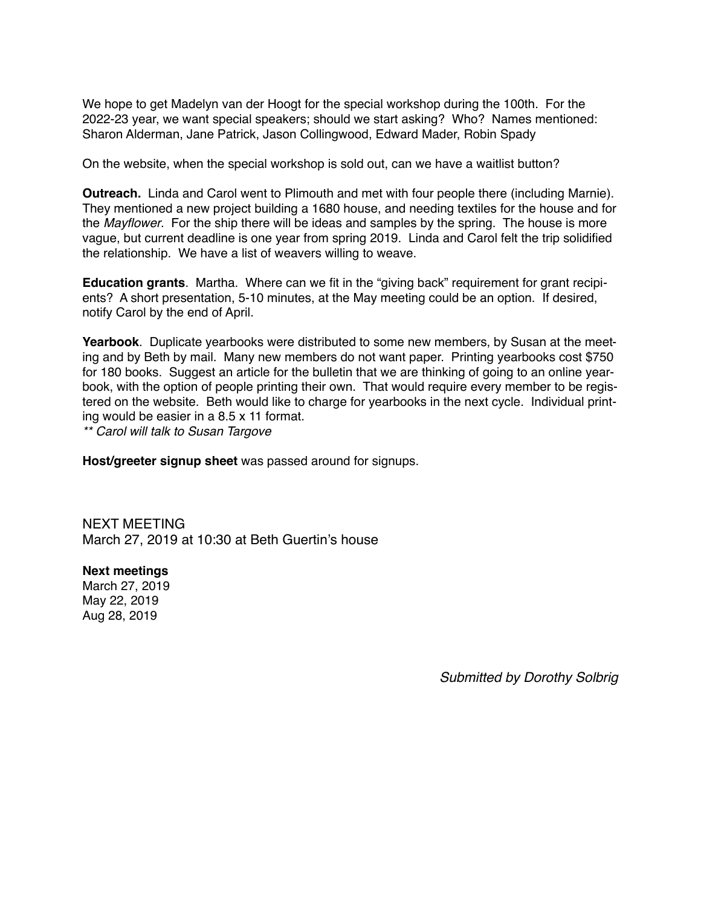We hope to get Madelyn van der Hoogt for the special workshop during the 100th. For the 2022-23 year, we want special speakers; should we start asking? Who? Names mentioned: Sharon Alderman, Jane Patrick, Jason Collingwood, Edward Mader, Robin Spady

On the website, when the special workshop is sold out, can we have a waitlist button?

**Outreach.** Linda and Carol went to Plimouth and met with four people there (including Marnie). They mentioned a new project building a 1680 house, and needing textiles for the house and for the *Mayflower*. For the ship there will be ideas and samples by the spring. The house is more vague, but current deadline is one year from spring 2019. Linda and Carol felt the trip solidified the relationship. We have a list of weavers willing to weave.

**Education grants**. Martha. Where can we fit in the "giving back" requirement for grant recipients? A short presentation, 5-10 minutes, at the May meeting could be an option. If desired, notify Carol by the end of April.

**Yearbook**. Duplicate yearbooks were distributed to some new members, by Susan at the meeting and by Beth by mail. Many new members do not want paper. Printing yearbooks cost $750 for 180 books. Suggest an article for the bulletin that we are thinking of going to an online yearbook, with the option of people printing their own. That would require every member to be registered on the website. Beth would like to charge for yearbooks in the next cycle. Individual printing would be easier in a 8.5 x 11 format.
*** Carol will talk to Susan Targove*

**Host/greeter signup sheet** was passed around for signups.

NEXT MEETING
March 27, 2019 at 10:30 at Beth Guertin's house

**Next meetings**
March 27, 2019
May 22, 2019
Aug 28, 2019

*Submitted by Dorothy Solbrig*